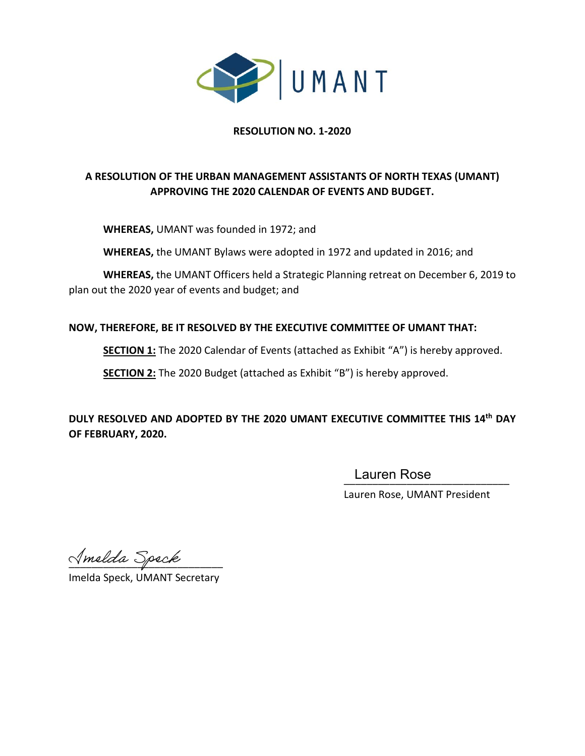UMANT

**RESOLUTION NO. 1-2020**

**A RESOLUTION OF THE URBAN MANAGEMENT ASSISTANTS OF NORTH TEXAS (UMANT) APPROVING THE 2020 CALENDAR OF EVENTS AND BUDGET.**

**WHEREAS,** UMANT was founded in 1972; and

**WHEREAS,** the UMANT Bylaws were adopted in 1972 and updated in 2016; and

**WHEREAS,** the UMANT Officers held a Strategic Planning retreat on December 6, 2019 to plan out the 2020 year of events and budget; and

**NOW, THEREFORE, BE IT RESOLVED BY THE EXECUTIVE COMMITTEE OF UMANT THAT:**

**SECTION 1:** The 2020 Calendar of Events (attached as Exhibit "A") is hereby approved.

**SECTION 2:** The 2020 Budget (attached as Exhibit "B") is hereby approved.

**DULY RESOLVED AND ADOPTED BY THE 2020 UMANT EXECUTIVE COMMITTEE THIS 14th DAY OF FEBRUARY, 2020.**

Lauren Rose
___________________________
Lauren Rose, UMANT President

Imelda Speck
___________________________
Imelda Speck, UMANT Secretary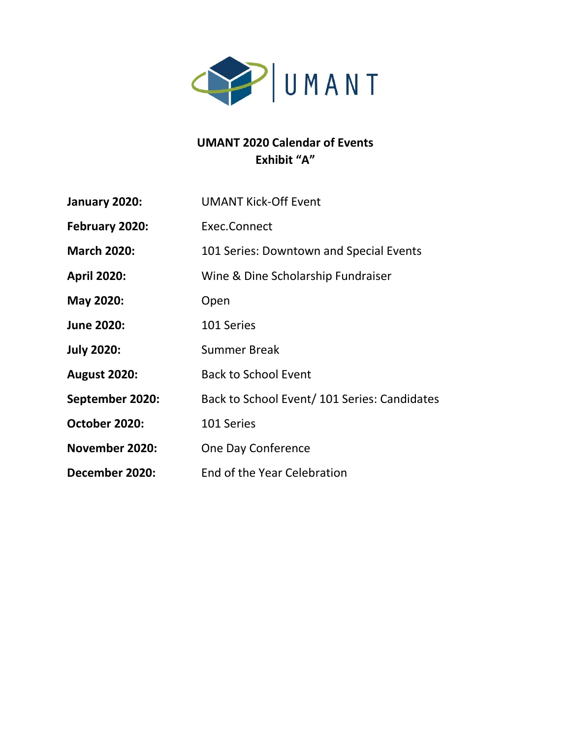UMANT

**UMANT 2020 Calendar of Events**
**Exhibit "A"**

| | |
|---|---|
| **January 2020:** | UMANT Kick-Off Event |
| **February 2020:** | Exec.Connect |
| **March 2020:** | 101 Series: Downtown and Special Events |
| **April 2020:** | Wine & Dine Scholarship Fundraiser |
| **May 2020:** | Open |
| **June 2020:** | 101 Series |
| **July 2020:** | Summer Break |
| **August 2020:** | Back to School Event |
| **September 2020:** | Back to School Event/ 101 Series: Candidates |
| **October 2020:** | 101 Series |
| **November 2020:** | One Day Conference |
| **December 2020:** | End of the Year Celebration |